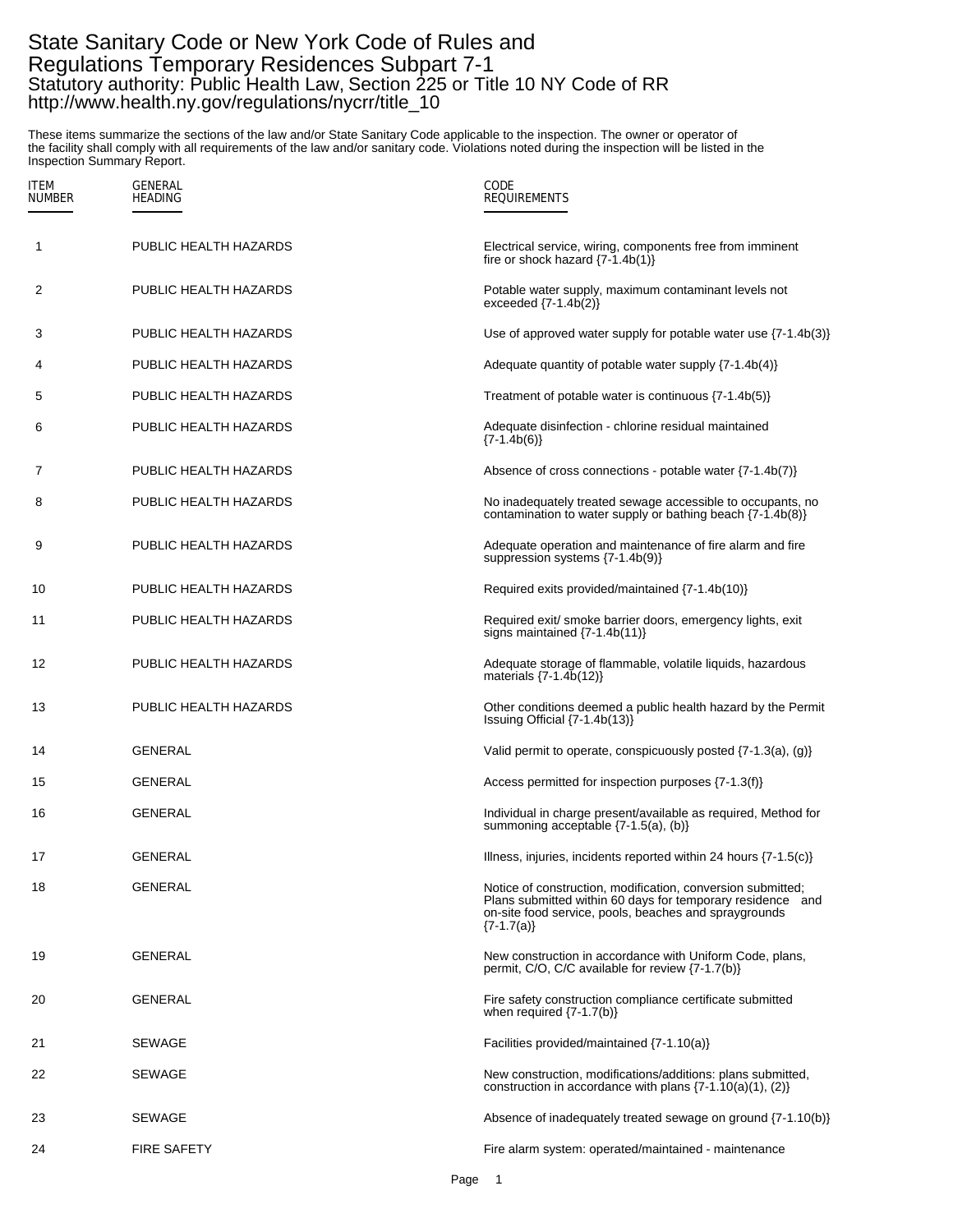# State Sanitary Code or New York Code of Rules and Regulations Temporary Residences Subpart 7-1

Statutory authority: Public Health Law, Section 225 or Title 10 NY Code of RR
http://www.health.ny.gov/regulations/nycrr/title_10

These items summarize the sections of the law and/or State Sanitary Code applicable to the inspection. The owner or operator of the facility shall comply with all requirements of the law and/or sanitary code. Violations noted during the inspection will be listed in the Inspection Summary Report.

| ITEM NUMBER | GENERAL HEADING | CODE REQUIREMENTS |
|---|---|---|
| 1 | PUBLIC HEALTH HAZARDS | Electrical service, wiring, components free from imminent fire or shock hazard {7-1.4b(1)} |
| 2 | PUBLIC HEALTH HAZARDS | Potable water supply, maximum contaminant levels not exceeded {7-1.4b(2)} |
| 3 | PUBLIC HEALTH HAZARDS | Use of approved water supply for potable water use {7-1.4b(3)} |
| 4 | PUBLIC HEALTH HAZARDS | Adequate quantity of potable water supply {7-1.4b(4)} |
| 5 | PUBLIC HEALTH HAZARDS | Treatment of potable water is continuous {7-1.4b(5)} |
| 6 | PUBLIC HEALTH HAZARDS | Adequate disinfection - chlorine residual maintained {7-1.4b(6)} |
| 7 | PUBLIC HEALTH HAZARDS | Absence of cross connections - potable water {7-1.4b(7)} |
| 8 | PUBLIC HEALTH HAZARDS | No inadequately treated sewage accessible to occupants, no contamination to water supply or bathing beach {7-1.4b(8)} |
| 9 | PUBLIC HEALTH HAZARDS | Adequate operation and maintenance of fire alarm and fire suppression systems {7-1.4b(9)} |
| 10 | PUBLIC HEALTH HAZARDS | Required exits provided/maintained {7-1.4b(10)} |
| 11 | PUBLIC HEALTH HAZARDS | Required exit/ smoke barrier doors, emergency lights, exit signs maintained {7-1.4b(11)} |
| 12 | PUBLIC HEALTH HAZARDS | Adequate storage of flammable, volatile liquids, hazardous materials {7-1.4b(12)} |
| 13 | PUBLIC HEALTH HAZARDS | Other conditions deemed a public health hazard by the Permit Issuing Official {7-1.4b(13)} |
| 14 | GENERAL | Valid permit to operate, conspicuously posted {7-1.3(a), (g)} |
| 15 | GENERAL | Access permitted for inspection purposes {7-1.3(f)} |
| 16 | GENERAL | Individual in charge present/available as required, Method for summoning acceptable {7-1.5(a), (b)} |
| 17 | GENERAL | Illness, injuries, incidents reported within 24 hours {7-1.5(c)} |
| 18 | GENERAL | Notice of construction, modification, conversion submitted; Plans submitted within 60 days for temporary residence and on-site food service, pools, beaches and spraygrounds {7-1.7(a)} |
| 19 | GENERAL | New construction in accordance with Uniform Code, plans, permit, C/O, C/C available for review {7-1.7(b)} |
| 20 | GENERAL | Fire safety construction compliance certificate submitted when required {7-1.7(b)} |
| 21 | SEWAGE | Facilities provided/maintained {7-1.10(a)} |
| 22 | SEWAGE | New construction, modifications/additions: plans submitted, construction in accordance with plans {7-1.10(a)(1), (2)} |
| 23 | SEWAGE | Absence of inadequately treated sewage on ground {7-1.10(b)} |
| 24 | FIRE SAFETY | Fire alarm system: operated/maintained - maintenance |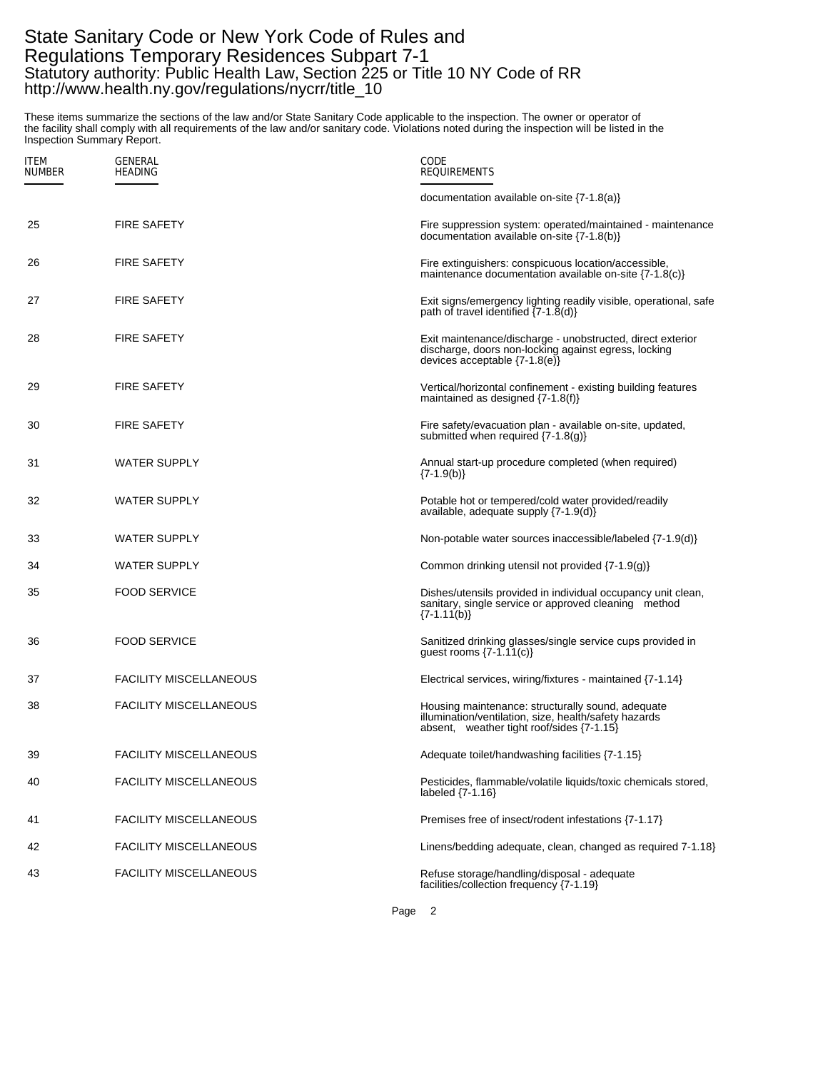# State Sanitary Code or New York Code of Rules and Regulations Temporary Residences Subpart 7-1

Statutory authority: Public Health Law, Section 225 or Title 10 NY Code of RR
http://www.health.ny.gov/regulations/nycrr/title_10

These items summarize the sections of the law and/or State Sanitary Code applicable to the inspection. The owner or operator of the facility shall comply with all requirements of the law and/or sanitary code. Violations noted during the inspection will be listed in the Inspection Summary Report.

| ITEM NUMBER | GENERAL HEADING | CODE REQUIREMENTS |
|---|---|---|
| | | documentation available on-site {7-1.8(a)} |
| 25 | FIRE SAFETY | Fire suppression system: operated/maintained - maintenance documentation available on-site {7-1.8(b)} |
| 26 | FIRE SAFETY | Fire extinguishers: conspicuous location/accessible, maintenance documentation available on-site {7-1.8(c)} |
| 27 | FIRE SAFETY | Exit signs/emergency lighting readily visible, operational, safe path of travel identified {7-1.8(d)} |
| 28 | FIRE SAFETY | Exit maintenance/discharge - unobstructed, direct exterior discharge, doors non-locking against egress, locking devices acceptable {7-1.8(e)} |
| 29 | FIRE SAFETY | Vertical/horizontal confinement - existing building features maintained as designed {7-1.8(f)} |
| 30 | FIRE SAFETY | Fire safety/evacuation plan - available on-site, updated, submitted when required {7-1.8(g)} |
| 31 | WATER SUPPLY | Annual start-up procedure completed (when required) {7-1.9(b)} |
| 32 | WATER SUPPLY | Potable hot or tempered/cold water provided/readily available, adequate supply {7-1.9(d)} |
| 33 | WATER SUPPLY | Non-potable water sources inaccessible/labeled {7-1.9(d)} |
| 34 | WATER SUPPLY | Common drinking utensil not provided {7-1.9(g)} |
| 35 | FOOD SERVICE | Dishes/utensils provided in individual occupancy unit clean, sanitary, single service or approved cleaning method {7-1.11(b)} |
| 36 | FOOD SERVICE | Sanitized drinking glasses/single service cups provided in guest rooms {7-1.11(c)} |
| 37 | FACILITY MISCELLANEOUS | Electrical services, wiring/fixtures - maintained {7-1.14} |
| 38 | FACILITY MISCELLANEOUS | Housing maintenance: structurally sound, adequate illumination/ventilation, size, health/safety hazards absent, weather tight roof/sides {7-1.15} |
| 39 | FACILITY MISCELLANEOUS | Adequate toilet/handwashing facilities {7-1.15} |
| 40 | FACILITY MISCELLANEOUS | Pesticides, flammable/volatile liquids/toxic chemicals stored, labeled {7-1.16} |
| 41 | FACILITY MISCELLANEOUS | Premises free of insect/rodent infestations {7-1.17} |
| 42 | FACILITY MISCELLANEOUS | Linens/bedding adequate, clean, changed as required 7-1.18} |
| 43 | FACILITY MISCELLANEOUS | Refuse storage/handling/disposal - adequate facilities/collection frequency {7-1.19} |